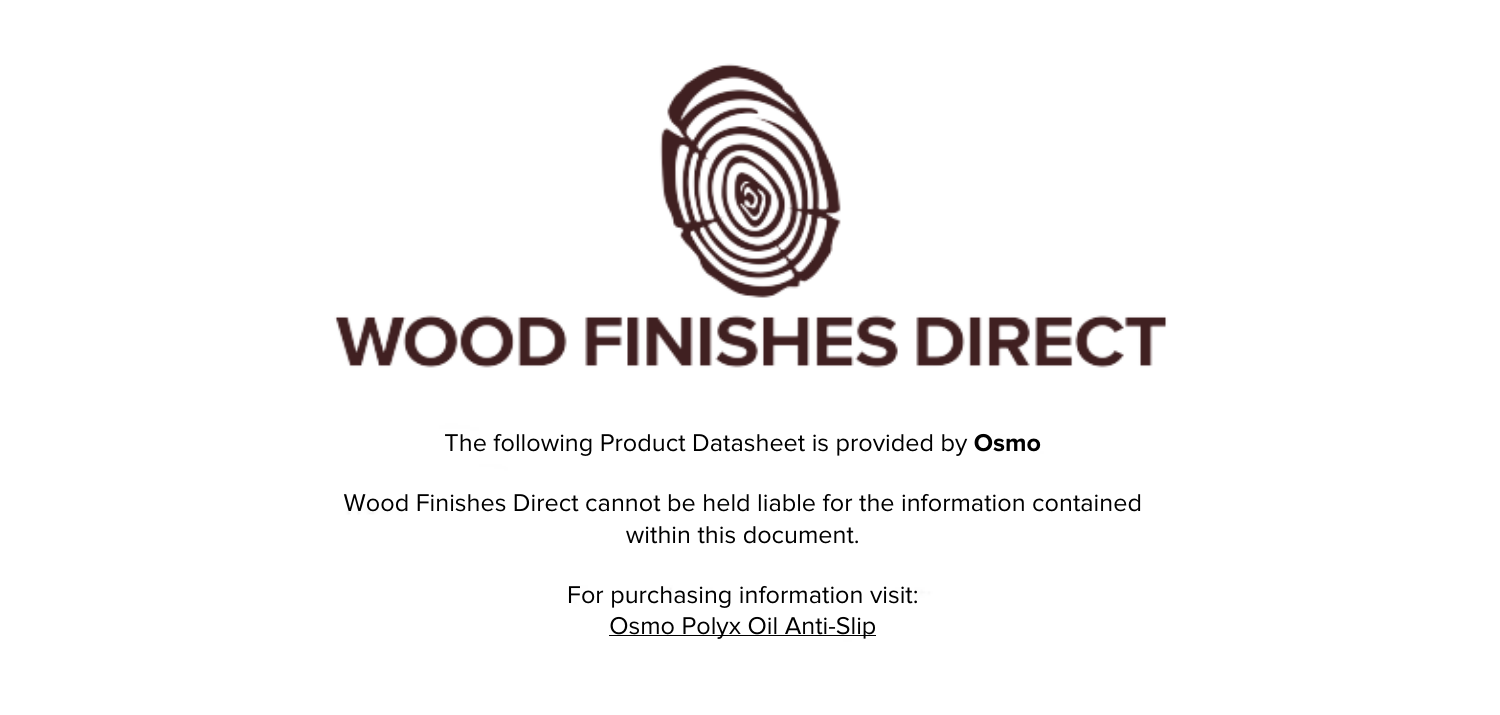# WOOD FINISHES DIRECT

The following Product Datasheet is provided by **Osmo**

Wood Finishes Direct cannot be held liable for the information contained within this document.

For purchasing information visit:
Osmo Polyx Oil Anti-Slip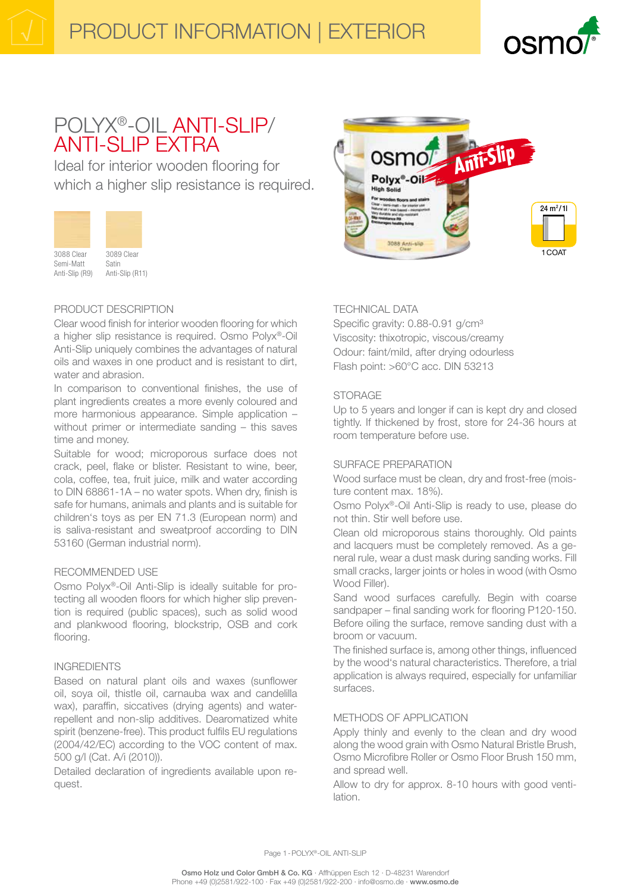# PRODUCT INFORMATION | EXTERIOR

## POLYX®-OIL ANTI-SLIP/ ANTI-SLIP EXTRA

Ideal for interior wooden flooring for which a higher slip resistance is required.

3088 Clear Semi-Matt Anti-Slip (R9)

3089 Clear Satin Anti-Slip (R11)

24 m²/1l

1 COAT

### PRODUCT DESCRIPTION

Clear wood finish for interior wooden flooring for which a higher slip resistance is required. Osmo Polyx®-Oil Anti-Slip uniquely combines the advantages of natural oils and waxes in one product and is resistant to dirt, water and abrasion.

In comparison to conventional finishes, the use of plant ingredients creates a more evenly coloured and more harmonious appearance. Simple application – without primer or intermediate sanding – this saves time and money.

Suitable for wood; microporous surface does not crack, peel, flake or blister. Resistant to wine, beer, cola, coffee, tea, fruit juice, milk and water according to DIN 68861-1A – no water spots. When dry, finish is safe for humans, animals and plants and is suitable for children's toys as per EN 71.3 (European norm) and is saliva-resistant and sweatproof according to DIN 53160 (German industrial norm).

### RECOMMENDED USE

Osmo Polyx®-Oil Anti-Slip is ideally suitable for protecting all wooden floors for which higher slip prevention is required (public spaces), such as solid wood and plankwood flooring, blockstrip, OSB and cork flooring.

### INGREDIENTS

Based on natural plant oils and waxes (sunflower oil, soya oil, thistle oil, carnauba wax and candelilla wax), paraffin, siccatives (drying agents) and water-repellent and non-slip additives. Dearomatized white spirit (benzene-free). This product fulfils EU regulations (2004/42/EC) according to the VOC content of max. 500 g/l (Cat. A/i (2010)).

Detailed declaration of ingredients available upon request.

### TECHNICAL DATA

Specific gravity: 0.88-0.91 g/cm³

Viscosity: thixotropic, viscous/creamy

Odour: faint/mild, after drying odourless

Flash point: >60°C acc. DIN 53213

### STORAGE

Up to 5 years and longer if can is kept dry and closed tightly. If thickened by frost, store for 24-36 hours at room temperature before use.

### SURFACE PREPARATION

Wood surface must be clean, dry and frost-free (moisture content max. 18%).

Osmo Polyx®-Oil Anti-Slip is ready to use, please do not thin. Stir well before use.

Clean old microporous stains thoroughly. Old paints and lacquers must be completely removed. As a general rule, wear a dust mask during sanding works. Fill small cracks, larger joints or holes in wood (with Osmo Wood Filler).

Sand wood surfaces carefully. Begin with coarse sandpaper – final sanding work for flooring P120-150. Before oiling the surface, remove sanding dust with a broom or vacuum.

The finished surface is, among other things, influenced by the wood's natural characteristics. Therefore, a trial application is always required, especially for unfamiliar surfaces.

### METHODS OF APPLICATION

Apply thinly and evenly to the clean and dry wood along the wood grain with Osmo Natural Bristle Brush, Osmo Microfibre Roller or Osmo Floor Brush 150 mm, and spread well.

Allow to dry for approx. 8-10 hours with good ventilation.

**Osmo Holz und Color GmbH & Co. KG** · Affhüppen Esch 12 · D-48231 Warendorf
Phone +49 (0)2581/922-100 · Fax +49 (0)2581/922-200 · info@osmo.de · **www.osmo.de**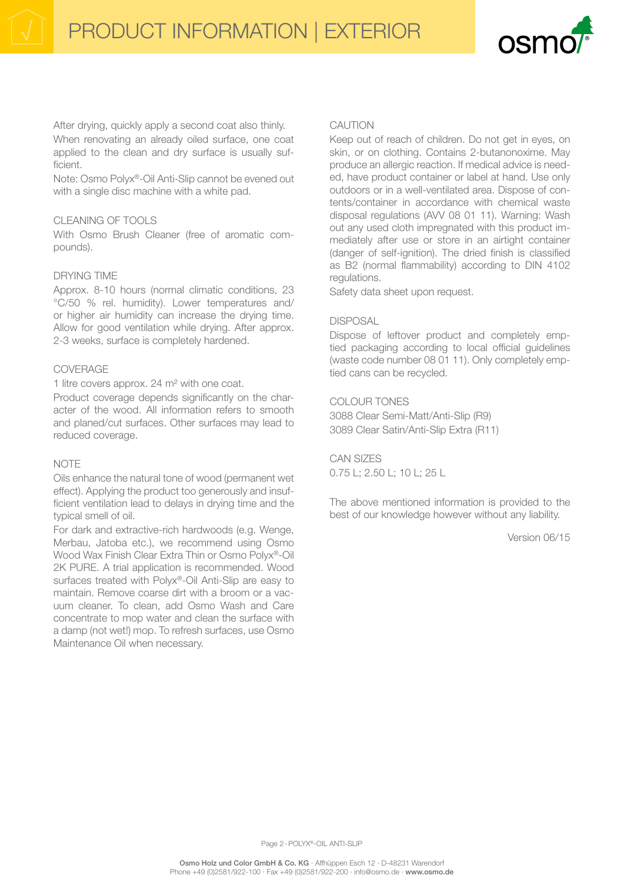After drying, quickly apply a second coat also thinly.
When renovating an already oiled surface, one coat applied to the clean and dry surface is usually sufficient.
Note: Osmo Polyx®-Oil Anti-Slip cannot be evened out with a single disc machine with a white pad.

## CLEANING OF TOOLS

With Osmo Brush Cleaner (free of aromatic compounds).

## DRYING TIME

Approx. 8-10 hours (normal climatic conditions, 23 °C/50 % rel. humidity). Lower temperatures and/or higher air humidity can increase the drying time. Allow for good ventilation while drying. After approx. 2-3 weeks, surface is completely hardened.

## COVERAGE

1 litre covers approx. 24 m² with one coat.
Product coverage depends significantly on the character of the wood. All information refers to smooth and planed/cut surfaces. Other surfaces may lead to reduced coverage.

## NOTE

Oils enhance the natural tone of wood (permanent wet effect). Applying the product too generously and insufficient ventilation lead to delays in drying time and the typical smell of oil.
For dark and extractive-rich hardwoods (e.g. Wenge, Merbau, Jatoba etc.), we recommend using Osmo Wood Wax Finish Clear Extra Thin or Osmo Polyx®-Oil 2K PURE. A trial application is recommended. Wood surfaces treated with Polyx®-Oil Anti-Slip are easy to maintain. Remove coarse dirt with a broom or a vacuum cleaner. To clean, add Osmo Wash and Care concentrate to mop water and clean the surface with a damp (not wet!) mop. To refresh surfaces, use Osmo Maintenance Oil when necessary.

## CAUTION

Keep out of reach of children. Do not get in eyes, on skin, or on clothing. Contains 2-butanonoxime. May produce an allergic reaction. If medical advice is needed, have product container or label at hand. Use only outdoors or in a well-ventilated area. Dispose of contents/container in accordance with chemical waste disposal regulations (AVV 08 01 11). Warning: Wash out any used cloth impregnated with this product immediately after use or store in an airtight container (danger of self-ignition). The dried finish is classified as B2 (normal flammability) according to DIN 4102 regulations.
Safety data sheet upon request.

## DISPOSAL

Dispose of leftover product and completely emptied packaging according to local official guidelines (waste code number 08 01 11). Only completely emptied cans can be recycled.

## COLOUR TONES

3088 Clear Semi-Matt/Anti-Slip (R9)
3089 Clear Satin/Anti-Slip Extra (R11)

## CAN SIZES

0.75 L; 2.50 L; 10 L; 25 L

The above mentioned information is provided to the best of our knowledge however without any liability.

Version 06/15